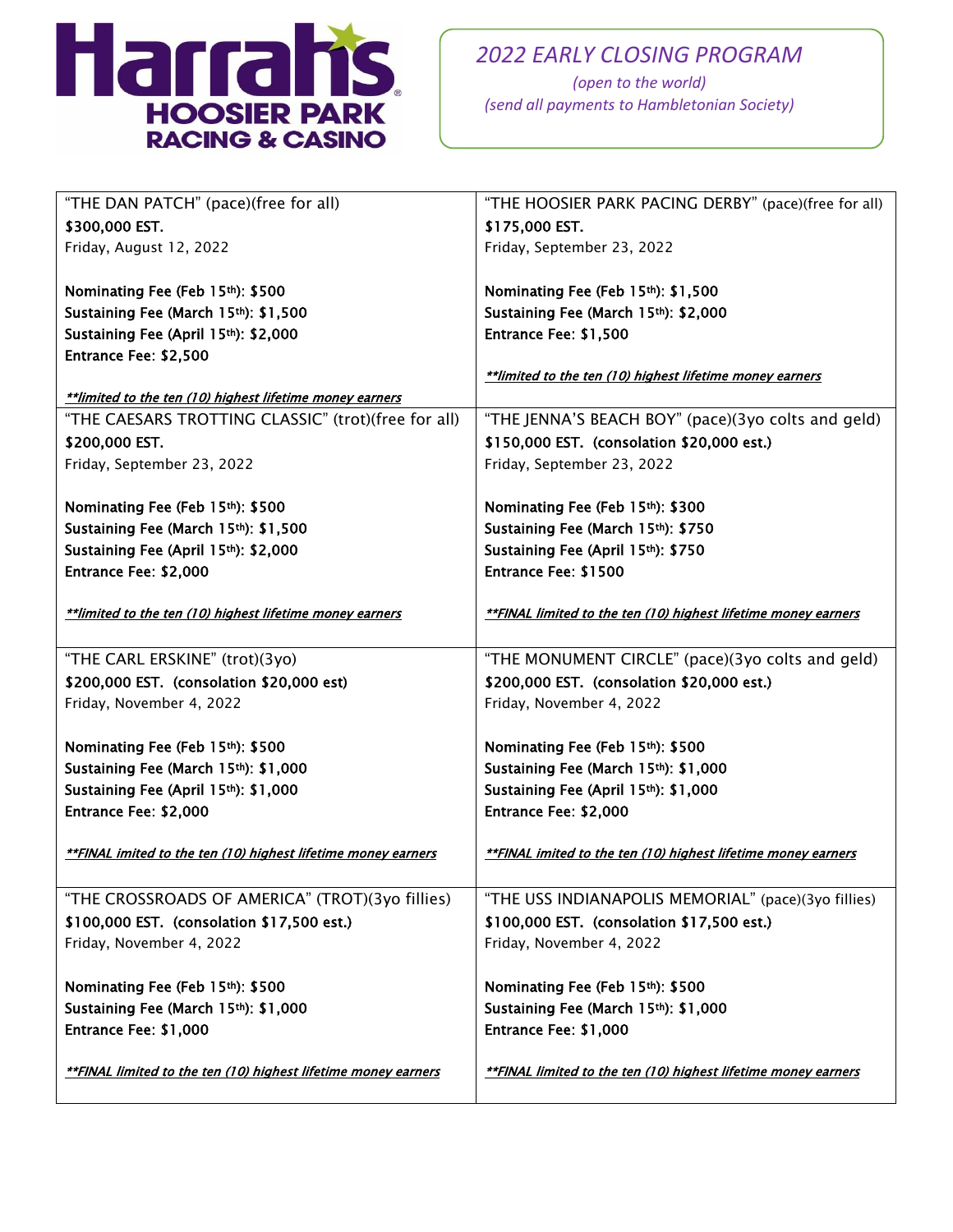# Harrah's HOOSIER PARK RACING & CASINO

*2022 EARLY CLOSING PROGRAM*

*(open to the world)*

*(send all payments to Hambletonian Society)*

“THE DAN PATCH” (pace)(free for all)
**$300,000 EST.**
Friday, August 12, 2022

**Nominating Fee (Feb 15th): $500**
**Sustaining Fee (March 15th): $1,500**
**Sustaining Fee (April 15th): $2,000**
**Entrance Fee: $2,500**

***\*\*limited to the ten (10) highest lifetime money earners***

“THE HOOSIER PARK PACING DERBY” (pace)(free for all)
**$175,000 EST.**
Friday, September 23, 2022

**Nominating Fee (Feb 15th): $1,500**
**Sustaining Fee (March 15th): $2,000**
**Entrance Fee: $1,500**

***\*\*limited to the ten (10) highest lifetime money earners***

“THE CAESARS TROTTING CLASSIC” (trot)(free for all)
**$200,000 EST.**
Friday, September 23, 2022

**Nominating Fee (Feb 15th): $500**
**Sustaining Fee (March 15th): $1,500**
**Sustaining Fee (April 15th): $2,000**
**Entrance Fee: $2,000**

***\*\*limited to the ten (10) highest lifetime money earners***

“THE JENNA’S BEACH BOY” (pace)(3yo colts and geld)
**$150,000 EST. (consolation $20,000 est.)**
Friday, September 23, 2022

**Nominating Fee (Feb 15th): $300**
**Sustaining Fee (March 15th): $750**
**Sustaining Fee (April 15th): $750**
**Entrance Fee: $1500**

***\*\*FINAL limited to the ten (10) highest lifetime money earners***

“THE CARL ERSKINE” (trot)(3yo)
**$200,000 EST. (consolation $20,000 est)**
Friday, November 4, 2022

**Nominating Fee (Feb 15th): $500**
**Sustaining Fee (March 15th): $1,000**
**Sustaining Fee (April 15th): $1,000**
**Entrance Fee: $2,000**

***\*\*FINAL imited to the ten (10) highest lifetime money earners***

“THE MONUMENT CIRCLE” (pace)(3yo colts and geld)
**$200,000 EST. (consolation $20,000 est.)**
Friday, November 4, 2022

**Nominating Fee (Feb 15th): $500**
**Sustaining Fee (March 15th): $1,000**
**Sustaining Fee (April 15th): $1,000**
**Entrance Fee: $2,000**

***\*\*FINAL imited to the ten (10) highest lifetime money earners***

“THE CROSSROADS OF AMERICA” (TROT)(3yo fillies)
**$100,000 EST. (consolation $17,500 est.)**
Friday, November 4, 2022

**Nominating Fee (Feb 15th): $500**
**Sustaining Fee (March 15th): $1,000**
**Entrance Fee: $1,000**

***\*\*FINAL limited to the ten (10) highest lifetime money earners***

“THE USS INDIANAPOLIS MEMORIAL” (pace)(3yo fillies)
**$100,000 EST. (consolation $17,500 est.)**
Friday, November 4, 2022

**Nominating Fee (Feb 15th): $500**
**Sustaining Fee (March 15th): $1,000**
**Entrance Fee: $1,000**

***\*\*FINAL limited to the ten (10) highest lifetime money earners***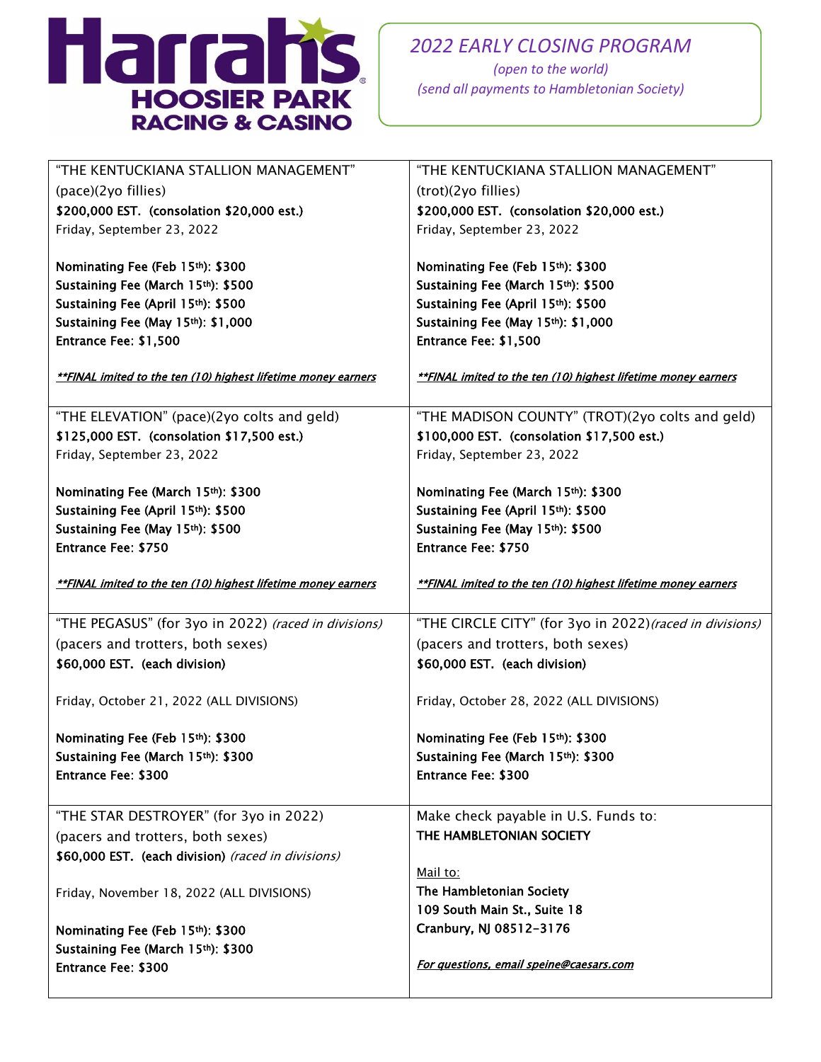# Harrah's Hoosier Park Racing & Casino

## *2022 EARLY CLOSING PROGRAM*

*(open to the world)*

*(send all payments to Hambletonian Society)*

---

"THE KENTUCKIANA STALLION MANAGEMENT" (pace)(2yo fillies)

**$200,000 EST. (consolation $20,000 est.)**

Friday, September 23, 2022

**Nominating Fee (Feb 15th): $300**
**Sustaining Fee (March 15th): $500**
**Sustaining Fee (April 15th): $500**
**Sustaining Fee (May 15th): $1,000**
**Entrance Fee: $1,500**

***\*\*FINAL imited to the ten (10) highest lifetime money earners***

---

"THE KENTUCKIANA STALLION MANAGEMENT" (trot)(2yo fillies)

**$200,000 EST. (consolation $20,000 est.)**

Friday, September 23, 2022

**Nominating Fee (Feb 15th): $300**
**Sustaining Fee (March 15th): $500**
**Sustaining Fee (April 15th): $500**
**Sustaining Fee (May 15th): $1,000**
**Entrance Fee: $1,500**

***\*\*FINAL imited to the ten (10) highest lifetime money earners***

---

"THE ELEVATION" (pace)(2yo colts and geld)

**$125,000 EST. (consolation $17,500 est.)**

Friday, September 23, 2022

**Nominating Fee (March 15th): $300**
**Sustaining Fee (April 15th): $500**
**Sustaining Fee (May 15th): $500**
**Entrance Fee: $750**

***\*\*FINAL imited to the ten (10) highest lifetime money earners***

---

"THE MADISON COUNTY" (TROT)(2yo colts and geld)

**$100,000 EST. (consolation $17,500 est.)**

Friday, September 23, 2022

**Nominating Fee (March 15th): $300**
**Sustaining Fee (April 15th): $500**
**Sustaining Fee (May 15th): $500**
**Entrance Fee: $750**

***\*\*FINAL imited to the ten (10) highest lifetime money earners***

---

"THE PEGASUS" (for 3yo in 2022) *(raced in divisions)*
(pacers and trotters, both sexes)

**$60,000 EST. (each division)**

Friday, October 21, 2022 (ALL DIVISIONS)

**Nominating Fee (Feb 15th): $300**
**Sustaining Fee (March 15th): $300**
**Entrance Fee: $300**

---

"THE CIRCLE CITY" (for 3yo in 2022) *(raced in divisions)*
(pacers and trotters, both sexes)

**$60,000 EST. (each division)**

Friday, October 28, 2022 (ALL DIVISIONS)

**Nominating Fee (Feb 15th): $300**
**Sustaining Fee (March 15th): $300**
**Entrance Fee: $300**

---

"THE STAR DESTROYER" (for 3yo in 2022)
(pacers and trotters, both sexes)

**$60,000 EST. (each division)** *(raced in divisions)*

Friday, November 18, 2022 (ALL DIVISIONS)

**Nominating Fee (Feb 15th): $300**
**Sustaining Fee (March 15th): $300**
**Entrance Fee: $300**

---

Make check payable in U.S. Funds to:
**THE HAMBLETONIAN SOCIETY**

Mail to:
**The Hambletonian Society**
**109 South Main St., Suite 18**
**Cranbury, NJ 08512-3176**

***For questions, email speine@caesars.com***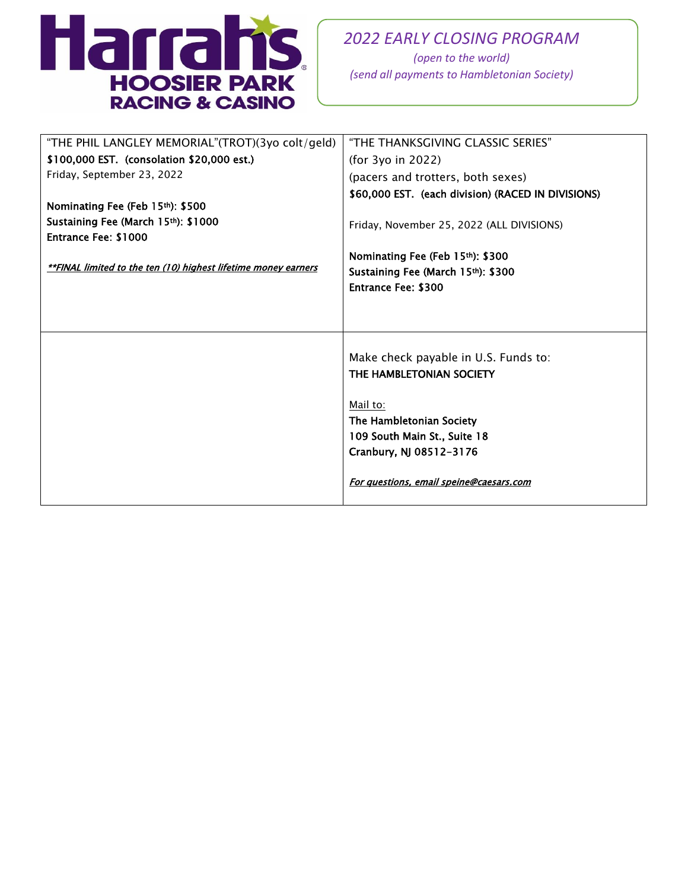Harrah's HOOSIER PARK RACING & CASINO

## *2022 EARLY CLOSING PROGRAM*

*(open to the world)*

*(send all payments to Hambletonian Society)*

| | |
|---|---|
| "THE PHIL LANGLEY MEMORIAL"(TROT)(3yo colt/geld)<br>**$100,000 EST. (consolation $20,000 est.)**<br>Friday, September 23, 2022<br><br>**Nominating Fee (Feb 15th): $500**<br>**Sustaining Fee (March 15th): $1000**<br>**Entrance Fee: $1000**<br><br>***\*\*FINAL limited to the ten (10) highest lifetime money earners*** | "THE THANKSGIVING CLASSIC SERIES"<br>(for 3yo in 2022)<br>(pacers and trotters, both sexes)<br>**$60,000 EST. (each division) (RACED IN DIVISIONS)**<br><br>Friday, November 25, 2022 (ALL DIVISIONS)<br><br>**Nominating Fee (Feb 15th): $300**<br>**Sustaining Fee (March 15th): $300**<br>**Entrance Fee: $300** |
| | Make check payable in U.S. Funds to:<br>**THE HAMBLETONIAN SOCIETY**<br><br>Mail to:<br>**The Hambletonian Society**<br>**109 South Main St., Suite 18**<br>**Cranbury, NJ 08512-3176**<br><br>***For questions, email speine@caesars.com*** |